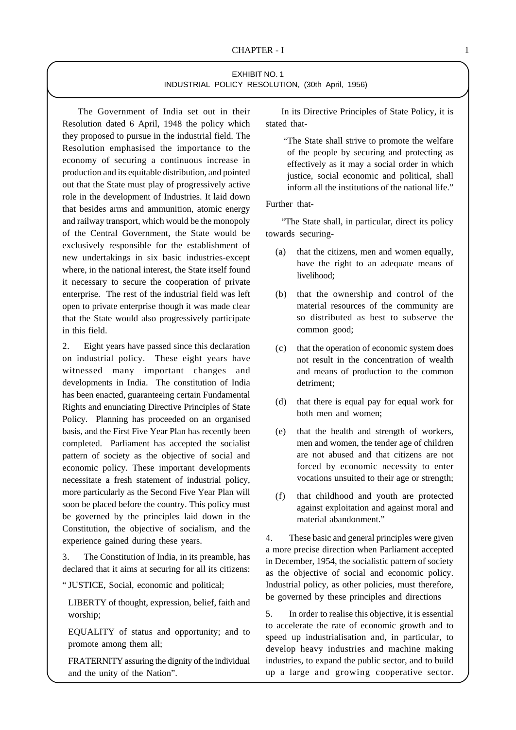CHAPTER - I

## EXHIBIT NO. 1
## INDUSTRIAL POLICY RESOLUTION, (30th April, 1956)

The Government of India set out in their Resolution dated 6 April, 1948 the policy which they proposed to pursue in the industrial field. The Resolution emphasised the importance to the economy of securing a continuous increase in production and its equitable distribution, and pointed out that the State must play of progressively active role in the development of Industries. It laid down that besides arms and ammunition, atomic energy and railway transport, which would be the monopoly of the Central Government, the State would be exclusively responsible for the establishment of new undertakings in six basic industries-except where, in the national interest, the State itself found it necessary to secure the cooperation of private enterprise. The rest of the industrial field was left open to private enterprise though it was made clear that the State would also progressively participate in this field.

2. Eight years have passed since this declaration on industrial policy. These eight years have witnessed many important changes and developments in India. The constitution of India has been enacted, guaranteeing certain Fundamental Rights and enunciating Directive Principles of State Policy. Planning has proceeded on an organised basis, and the First Five Year Plan has recently been completed. Parliament has accepted the socialist pattern of society as the objective of social and economic policy. These important developments necessitate a fresh statement of industrial policy, more particularly as the Second Five Year Plan will soon be placed before the country. This policy must be governed by the principles laid down in the Constitution, the objective of socialism, and the experience gained during these years.

3. The Constitution of India, in its preamble, has declared that it aims at securing for all its citizens:

" JUSTICE, Social, economic and political;

LIBERTY of thought, expression, belief, faith and worship;

EQUALITY of status and opportunity; and to promote among them all;

FRATERNITY assuring the dignity of the individual and the unity of the Nation".

In its Directive Principles of State Policy, it is stated that-

> "The State shall strive to promote the welfare of the people by securing and protecting as effectively as it may a social order in which justice, social economic and political, shall inform all the institutions of the national life."

Further that-

"The State shall, in particular, direct its policy towards securing-

(a) that the citizens, men and women equally, have the right to an adequate means of livelihood;

(b) that the ownership and control of the material resources of the community are so distributed as best to subserve the common good;

(c) that the operation of economic system does not result in the concentration of wealth and means of production to the common detriment;

(d) that there is equal pay for equal work for both men and women;

(e) that the health and strength of workers, men and women, the tender age of children are not abused and that citizens are not forced by economic necessity to enter vocations unsuited to their age or strength;

(f) that childhood and youth are protected against exploitation and against moral and material abandonment."

4. These basic and general principles were given a more precise direction when Parliament accepted in December, 1954, the socialistic pattern of society as the objective of social and economic policy. Industrial policy, as other policies, must therefore, be governed by these principles and directions

5. In order to realise this objective, it is essential to accelerate the rate of economic growth and to speed up industrialisation and, in particular, to develop heavy industries and machine making industries, to expand the public sector, and to build up a large and growing cooperative sector.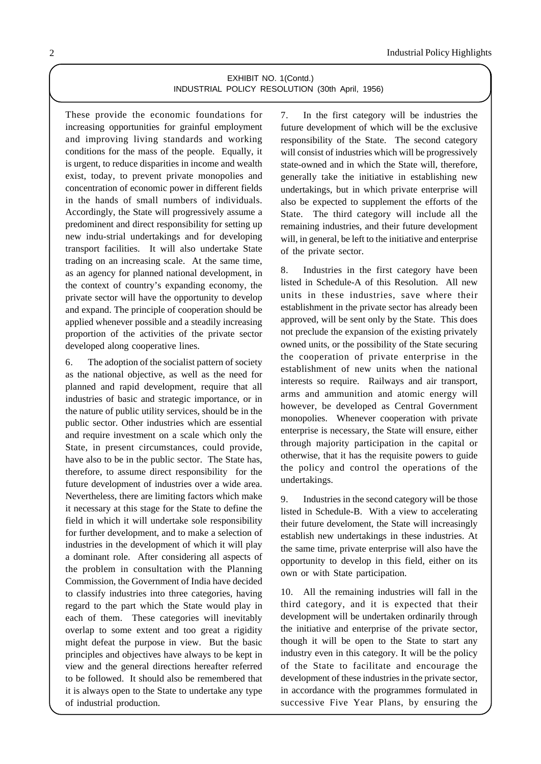EXHIBIT NO. 1(Contd.)
INDUSTRIAL POLICY RESOLUTION (30th April, 1956)

These provide the economic foundations for increasing opportunities for grainful employment and improving living standards and working conditions for the mass of the people. Equally, it is urgent, to reduce disparities in income and wealth exist, today, to prevent private monopolies and concentration of economic power in different fields in the hands of small numbers of individuals. Accordingly, the State will progressively assume a predominent and direct responsibility for setting up new indu-strial undertakings and for developing transport facilities. It will also undertake State trading on an increasing scale. At the same time, as an agency for planned national development, in the context of country's expanding economy, the private sector will have the opportunity to develop and expand. The principle of cooperation should be applied whenever possible and a steadily increasing proportion of the activities of the private sector developed along cooperative lines.

6. The adoption of the socialist pattern of society as the national objective, as well as the need for planned and rapid development, require that all industries of basic and strategic importance, or in the nature of public utility services, should be in the public sector. Other industries which are essential and require investment on a scale which only the State, in present circumstances, could provide, have also to be in the public sector. The State has, therefore, to assume direct responsibility for the future development of industries over a wide area. Nevertheless, there are limiting factors which make it necessary at this stage for the State to define the field in which it will undertake sole responsibility for further development, and to make a selection of industries in the development of which it will play a dominant role. After considering all aspects of the problem in consultation with the Planning Commission, the Government of India have decided to classify industries into three categories, having regard to the part which the State would play in each of them. These categories will inevitably overlap to some extent and too great a rigidity might defeat the purpose in view. But the basic principles and objectives have always to be kept in view and the general directions hereafter referred to be followed. It should also be remembered that it is always open to the State to undertake any type of industrial production.

7. In the first category will be industries the future development of which will be the exclusive responsibility of the State. The second category will consist of industries which will be progressively state-owned and in which the State will, therefore, generally take the initiative in establishing new undertakings, but in which private enterprise will also be expected to supplement the efforts of the State. The third category will include all the remaining industries, and their future development will, in general, be left to the initiative and enterprise of the private sector.

8. Industries in the first category have been listed in Schedule-A of this Resolution. All new units in these industries, save where their establishment in the private sector has already been approved, will be sent only by the State. This does not preclude the expansion of the existing privately owned units, or the possibility of the State securing the cooperation of private enterprise in the establishment of new units when the national interests so require. Railways and air transport, arms and ammunition and atomic energy will however, be developed as Central Government monopolies. Whenever cooperation with private enterprise is necessary, the State will ensure, either through majority participation in the capital or otherwise, that it has the requisite powers to guide the policy and control the operations of the undertakings.

9. Industries in the second category will be those listed in Schedule-B. With a view to accelerating their future develoment, the State will increasingly establish new undertakings in these industries. At the same time, private enterprise will also have the opportunity to develop in this field, either on its own or with State participation.

10. All the remaining industries will fall in the third category, and it is expected that their development will be undertaken ordinarily through the initiative and enterprise of the private sector, though it will be open to the State to start any industry even in this category. It will be the policy of the State to facilitate and encourage the development of these industries in the private sector, in accordance with the programmes formulated in successive Five Year Plans, by ensuring the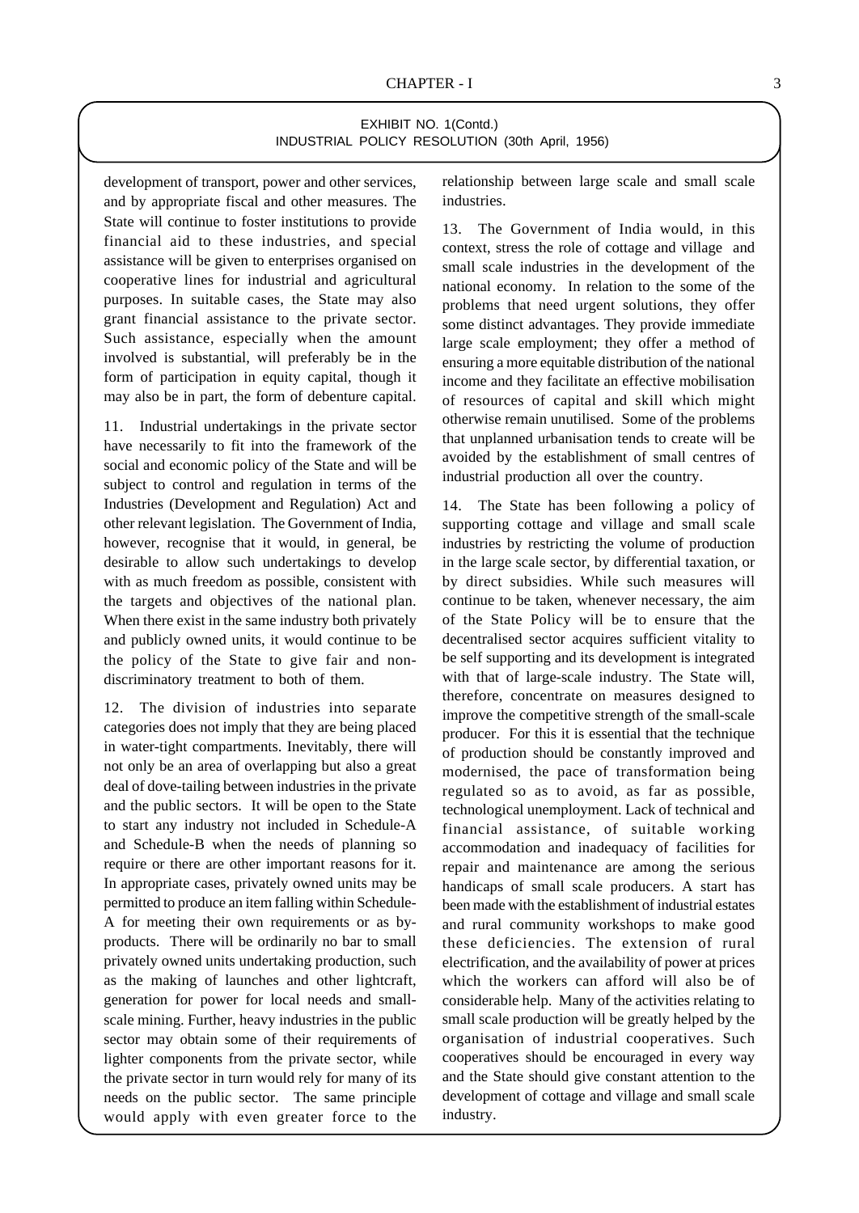EXHIBIT NO. 1(Contd.)
INDUSTRIAL POLICY RESOLUTION (30th April, 1956)

development of transport, power and other services, and by appropriate fiscal and other measures. The State will continue to foster institutions to provide financial aid to these industries, and special assistance will be given to enterprises organised on cooperative lines for industrial and agricultural purposes. In suitable cases, the State may also grant financial assistance to the private sector. Such assistance, especially when the amount involved is substantial, will preferably be in the form of participation in equity capital, though it may also be in part, the form of debenture capital.

11. Industrial undertakings in the private sector have necessarily to fit into the framework of the social and economic policy of the State and will be subject to control and regulation in terms of the Industries (Development and Regulation) Act and other relevant legislation. The Government of India, however, recognise that it would, in general, be desirable to allow such undertakings to develop with as much freedom as possible, consistent with the targets and objectives of the national plan. When there exist in the same industry both privately and publicly owned units, it would continue to be the policy of the State to give fair and non-discriminatory treatment to both of them.

12. The division of industries into separate categories does not imply that they are being placed in water-tight compartments. Inevitably, there will not only be an area of overlapping but also a great deal of dove-tailing between industries in the private and the public sectors. It will be open to the State to start any industry not included in Schedule-A and Schedule-B when the needs of planning so require or there are other important reasons for it. In appropriate cases, privately owned units may be permitted to produce an item falling within Schedule-A for meeting their own requirements or as by-products. There will be ordinarily no bar to small privately owned units undertaking production, such as the making of launches and other lightcraft, generation for power for local needs and small-scale mining. Further, heavy industries in the public sector may obtain some of their requirements of lighter components from the private sector, while the private sector in turn would rely for many of its needs on the public sector. The same principle would apply with even greater force to the relationship between large scale and small scale industries.

13. The Government of India would, in this context, stress the role of cottage and village and small scale industries in the development of the national economy. In relation to the some of the problems that need urgent solutions, they offer some distinct advantages. They provide immediate large scale employment; they offer a method of ensuring a more equitable distribution of the national income and they facilitate an effective mobilisation of resources of capital and skill which might otherwise remain unutilised. Some of the problems that unplanned urbanisation tends to create will be avoided by the establishment of small centres of industrial production all over the country.

14. The State has been following a policy of supporting cottage and village and small scale industries by restricting the volume of production in the large scale sector, by differential taxation, or by direct subsidies. While such measures will continue to be taken, whenever necessary, the aim of the State Policy will be to ensure that the decentralised sector acquires sufficient vitality to be self supporting and its development is integrated with that of large-scale industry. The State will, therefore, concentrate on measures designed to improve the competitive strength of the small-scale producer. For this it is essential that the technique of production should be constantly improved and modernised, the pace of transformation being regulated so as to avoid, as far as possible, technological unemployment. Lack of technical and financial assistance, of suitable working accommodation and inadequacy of facilities for repair and maintenance are among the serious handicaps of small scale producers. A start has been made with the establishment of industrial estates and rural community workshops to make good these deficiencies. The extension of rural electrification, and the availability of power at prices which the workers can afford will also be of considerable help. Many of the activities relating to small scale production will be greatly helped by the organisation of industrial cooperatives. Such cooperatives should be encouraged in every way and the State should give constant attention to the development of cottage and village and small scale industry.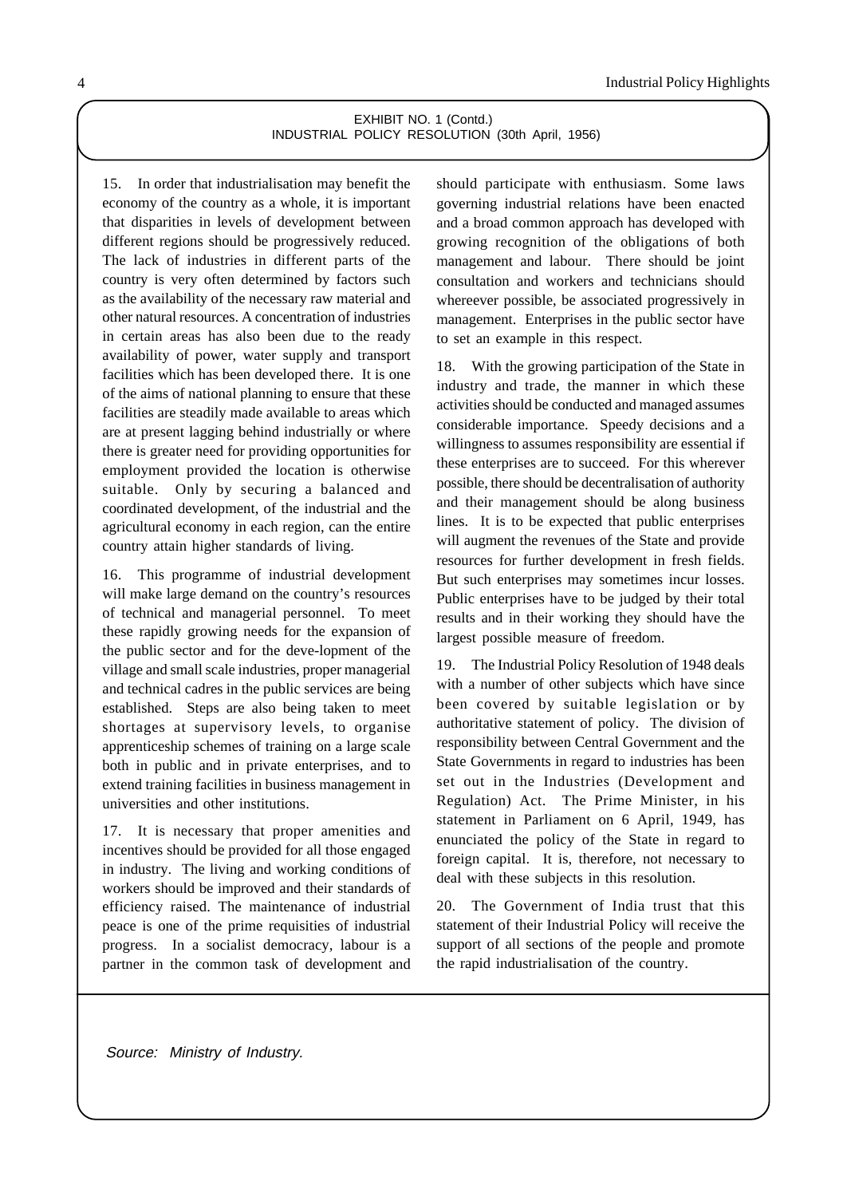EXHIBIT NO. 1 (Contd.)
INDUSTRIAL POLICY RESOLUTION (30th April, 1956)

15. In order that industrialisation may benefit the economy of the country as a whole, it is important that disparities in levels of development between different regions should be progressively reduced. The lack of industries in different parts of the country is very often determined by factors such as the availability of the necessary raw material and other natural resources. A concentration of industries in certain areas has also been due to the ready availability of power, water supply and transport facilities which has been developed there. It is one of the aims of national planning to ensure that these facilities are steadily made available to areas which are at present lagging behind industrially or where there is greater need for providing opportunities for employment provided the location is otherwise suitable. Only by securing a balanced and coordinated development, of the industrial and the agricultural economy in each region, can the entire country attain higher standards of living.

16. This programme of industrial development will make large demand on the country's resources of technical and managerial personnel. To meet these rapidly growing needs for the expansion of the public sector and for the deve-lopment of the village and small scale industries, proper managerial and technical cadres in the public services are being established. Steps are also being taken to meet shortages at supervisory levels, to organise apprenticeship schemes of training on a large scale both in public and in private enterprises, and to extend training facilities in business management in universities and other institutions.

17. It is necessary that proper amenities and incentives should be provided for all those engaged in industry. The living and working conditions of workers should be improved and their standards of efficiency raised. The maintenance of industrial peace is one of the prime requisities of industrial progress. In a socialist democracy, labour is a partner in the common task of development and should participate with enthusiasm. Some laws governing industrial relations have been enacted and a broad common approach has developed with growing recognition of the obligations of both management and labour. There should be joint consultation and workers and technicians should whereever possible, be associated progressively in management. Enterprises in the public sector have to set an example in this respect.

18. With the growing participation of the State in industry and trade, the manner in which these activities should be conducted and managed assumes considerable importance. Speedy decisions and a willingness to assumes responsibility are essential if these enterprises are to succeed. For this wherever possible, there should be decentralisation of authority and their management should be along business lines. It is to be expected that public enterprises will augment the revenues of the State and provide resources for further development in fresh fields. But such enterprises may sometimes incur losses. Public enterprises have to be judged by their total results and in their working they should have the largest possible measure of freedom.

19. The Industrial Policy Resolution of 1948 deals with a number of other subjects which have since been covered by suitable legislation or by authoritative statement of policy. The division of responsibility between Central Government and the State Governments in regard to industries has been set out in the Industries (Development and Regulation) Act. The Prime Minister, in his statement in Parliament on 6 April, 1949, has enunciated the policy of the State in regard to foreign capital. It is, therefore, not necessary to deal with these subjects in this resolution.

20. The Government of India trust that this statement of their Industrial Policy will receive the support of all sections of the people and promote the rapid industrialisation of the country.

*Source: Ministry of Industry.*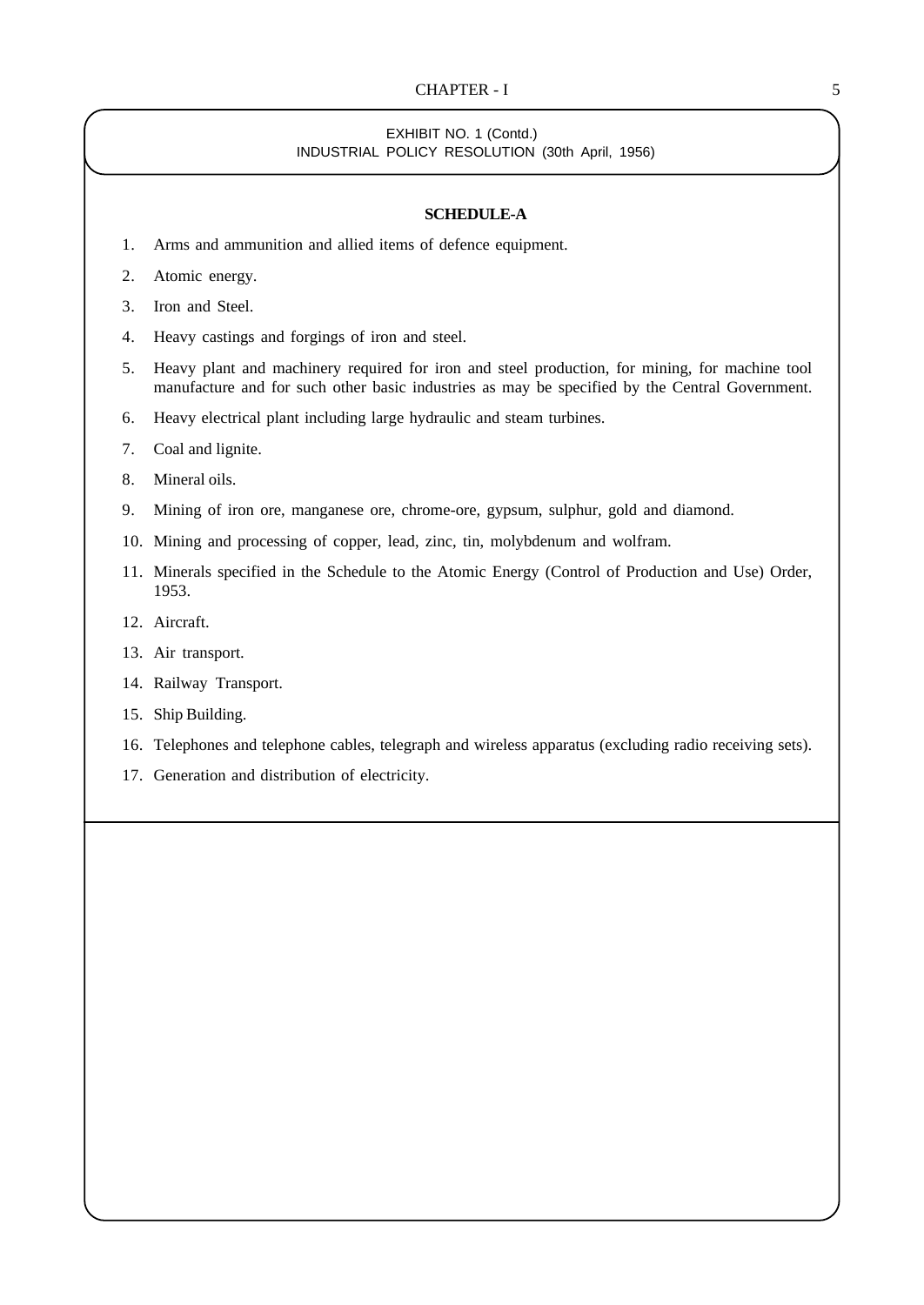EXHIBIT NO. 1 (Contd.)
INDUSTRIAL POLICY RESOLUTION (30th April, 1956)

### SCHEDULE-A

1. Arms and ammunition and allied items of defence equipment.
2. Atomic energy.
3. Iron and Steel.
4. Heavy castings and forgings of iron and steel.
5. Heavy plant and machinery required for iron and steel production, for mining, for machine tool manufacture and for such other basic industries as may be specified by the Central Government.
6. Heavy electrical plant including large hydraulic and steam turbines.
7. Coal and lignite.
8. Mineral oils.
9. Mining of iron ore, manganese ore, chrome-ore, gypsum, sulphur, gold and diamond.
10. Mining and processing of copper, lead, zinc, tin, molybdenum and wolfram.
11. Minerals specified in the Schedule to the Atomic Energy (Control of Production and Use) Order, 1953.
12. Aircraft.
13. Air transport.
14. Railway Transport.
15. Ship Building.
16. Telephones and telephone cables, telegraph and wireless apparatus (excluding radio receiving sets).
17. Generation and distribution of electricity.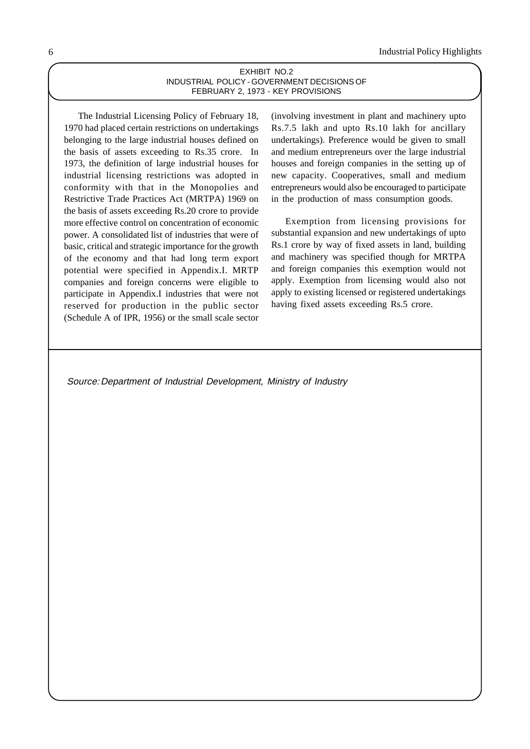## EXHIBIT NO.2
## INDUSTRIAL POLICY - GOVERNMENT DECISIONS OF FEBRUARY 2, 1973 - KEY PROVISIONS

The Industrial Licensing Policy of February 18, 1970 had placed certain restrictions on undertakings belonging to the large industrial houses defined on the basis of assets exceeding to Rs.35 crore. In 1973, the definition of large industrial houses for industrial licensing restrictions was adopted in conformity with that in the Monopolies and Restrictive Trade Practices Act (MRTPA) 1969 on the basis of assets exceeding Rs.20 crore to provide more effective control on concentration of economic power. A consolidated list of industries that were of basic, critical and strategic importance for the growth of the economy and that had long term export potential were specified in Appendix.I. MRTP companies and foreign concerns were eligible to participate in Appendix.I industries that were not reserved for production in the public sector (Schedule A of IPR, 1956) or the small scale sector (involving investment in plant and machinery upto Rs.7.5 lakh and upto Rs.10 lakh for ancillary undertakings). Preference would be given to small and medium entrepreneurs over the large industrial houses and foreign companies in the setting up of new capacity. Cooperatives, small and medium entrepreneurs would also be encouraged to participate in the production of mass consumption goods.

Exemption from licensing provisions for substantial expansion and new undertakings of upto Rs.1 crore by way of fixed assets in land, building and machinery was specified though for MRTPA and foreign companies this exemption would not apply. Exemption from licensing would also not apply to existing licensed or registered undertakings having fixed assets exceeding Rs.5 crore.

*Source: Department of Industrial Development, Ministry of Industry*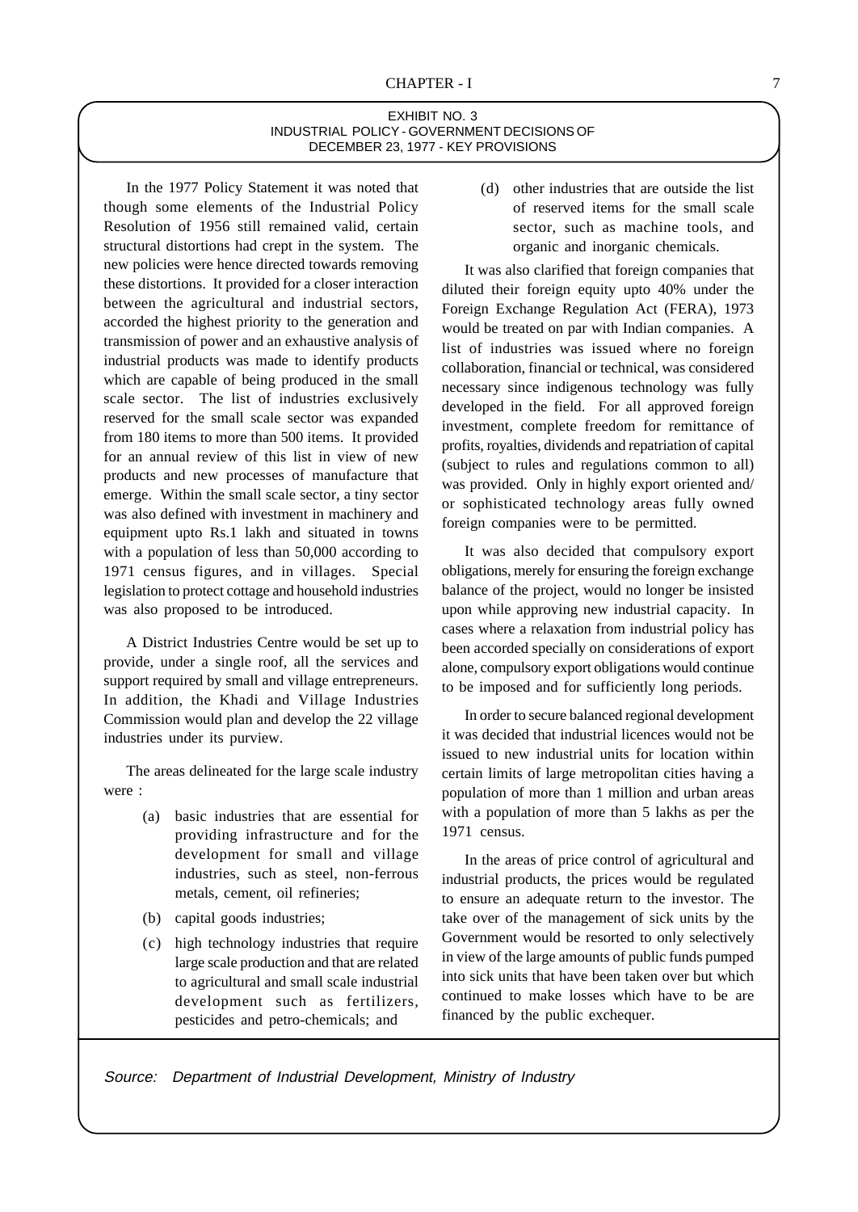## EXHIBIT NO. 3
## INDUSTRIAL POLICY - GOVERNMENT DECISIONS OF DECEMBER 23, 1977 - KEY PROVISIONS

In the 1977 Policy Statement it was noted that though some elements of the Industrial Policy Resolution of 1956 still remained valid, certain structural distortions had crept in the system. The new policies were hence directed towards removing these distortions. It provided for a closer interaction between the agricultural and industrial sectors, accorded the highest priority to the generation and transmission of power and an exhaustive analysis of industrial products was made to identify products which are capable of being produced in the small scale sector. The list of industries exclusively reserved for the small scale sector was expanded from 180 items to more than 500 items. It provided for an annual review of this list in view of new products and new processes of manufacture that emerge. Within the small scale sector, a tiny sector was also defined with investment in machinery and equipment upto Rs.1 lakh and situated in towns with a population of less than 50,000 according to 1971 census figures, and in villages. Special legislation to protect cottage and household industries was also proposed to be introduced.

A District Industries Centre would be set up to provide, under a single roof, all the services and support required by small and village entrepreneurs. In addition, the Khadi and Village Industries Commission would plan and develop the 22 village industries under its purview.

The areas delineated for the large scale industry were :

(a) basic industries that are essential for providing infrastructure and for the development for small and village industries, such as steel, non-ferrous metals, cement, oil refineries;

(b) capital goods industries;

(c) high technology industries that require large scale production and that are related to agricultural and small scale industrial development such as fertilizers, pesticides and petro-chemicals; and

(d) other industries that are outside the list of reserved items for the small scale sector, such as machine tools, and organic and inorganic chemicals.

It was also clarified that foreign companies that diluted their foreign equity upto 40% under the Foreign Exchange Regulation Act (FERA), 1973 would be treated on par with Indian companies. A list of industries was issued where no foreign collaboration, financial or technical, was considered necessary since indigenous technology was fully developed in the field. For all approved foreign investment, complete freedom for remittance of profits, royalties, dividends and repatriation of capital (subject to rules and regulations common to all) was provided. Only in highly export oriented and/ or sophisticated technology areas fully owned foreign companies were to be permitted.

It was also decided that compulsory export obligations, merely for ensuring the foreign exchange balance of the project, would no longer be insisted upon while approving new industrial capacity. In cases where a relaxation from industrial policy has been accorded specially on considerations of export alone, compulsory export obligations would continue to be imposed and for sufficiently long periods.

In order to secure balanced regional development it was decided that industrial licences would not be issued to new industrial units for location within certain limits of large metropolitan cities having a population of more than 1 million and urban areas with a population of more than 5 lakhs as per the 1971 census.

In the areas of price control of agricultural and industrial products, the prices would be regulated to ensure an adequate return to the investor. The take over of the management of sick units by the Government would be resorted to only selectively in view of the large amounts of public funds pumped into sick units that have been taken over but which continued to make losses which have to be are financed by the public exchequer.

*Source: Department of Industrial Development, Ministry of Industry*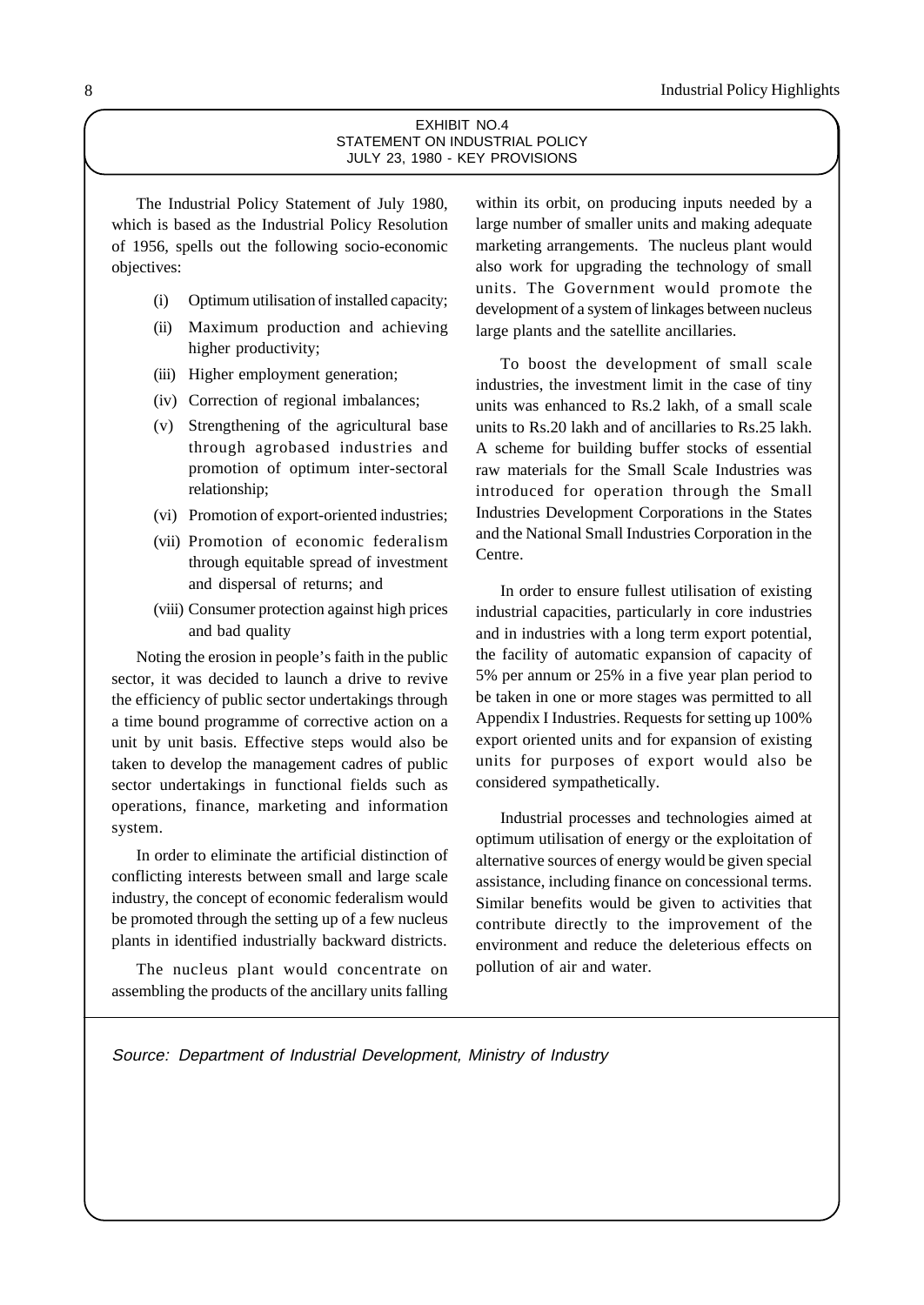## EXHIBIT NO.4
## STATEMENT ON INDUSTRIAL POLICY
## JULY 23, 1980 - KEY PROVISIONS

The Industrial Policy Statement of July 1980, which is based as the Industrial Policy Resolution of 1956, spells out the following socio-economic objectives:

- (i) Optimum utilisation of installed capacity;
- (ii) Maximum production and achieving higher productivity;
- (iii) Higher employment generation;
- (iv) Correction of regional imbalances;
- (v) Strengthening of the agricultural base through agrobased industries and promotion of optimum inter-sectoral relationship;
- (vi) Promotion of export-oriented industries;
- (vii) Promotion of economic federalism through equitable spread of investment and dispersal of returns; and
- (viii) Consumer protection against high prices and bad quality

Noting the erosion in people's faith in the public sector, it was decided to launch a drive to revive the efficiency of public sector undertakings through a time bound programme of corrective action on a unit by unit basis. Effective steps would also be taken to develop the management cadres of public sector undertakings in functional fields such as operations, finance, marketing and information system.

In order to eliminate the artificial distinction of conflicting interests between small and large scale industry, the concept of economic federalism would be promoted through the setting up of a few nucleus plants in identified industrially backward districts.

The nucleus plant would concentrate on assembling the products of the ancillary units falling within its orbit, on producing inputs needed by a large number of smaller units and making adequate marketing arrangements. The nucleus plant would also work for upgrading the technology of small units. The Government would promote the development of a system of linkages between nucleus large plants and the satellite ancillaries.

To boost the development of small scale industries, the investment limit in the case of tiny units was enhanced to Rs.2 lakh, of a small scale units to Rs.20 lakh and of ancillaries to Rs.25 lakh. A scheme for building buffer stocks of essential raw materials for the Small Scale Industries was introduced for operation through the Small Industries Development Corporations in the States and the National Small Industries Corporation in the Centre.

In order to ensure fullest utilisation of existing industrial capacities, particularly in core industries and in industries with a long term export potential, the facility of automatic expansion of capacity of 5% per annum or 25% in a five year plan period to be taken in one or more stages was permitted to all Appendix I Industries. Requests for setting up 100% export oriented units and for expansion of existing units for purposes of export would also be considered sympathetically.

Industrial processes and technologies aimed at optimum utilisation of energy or the exploitation of alternative sources of energy would be given special assistance, including finance on concessional terms. Similar benefits would be given to activities that contribute directly to the improvement of the environment and reduce the deleterious effects on pollution of air and water.

*Source: Department of Industrial Development, Ministry of Industry*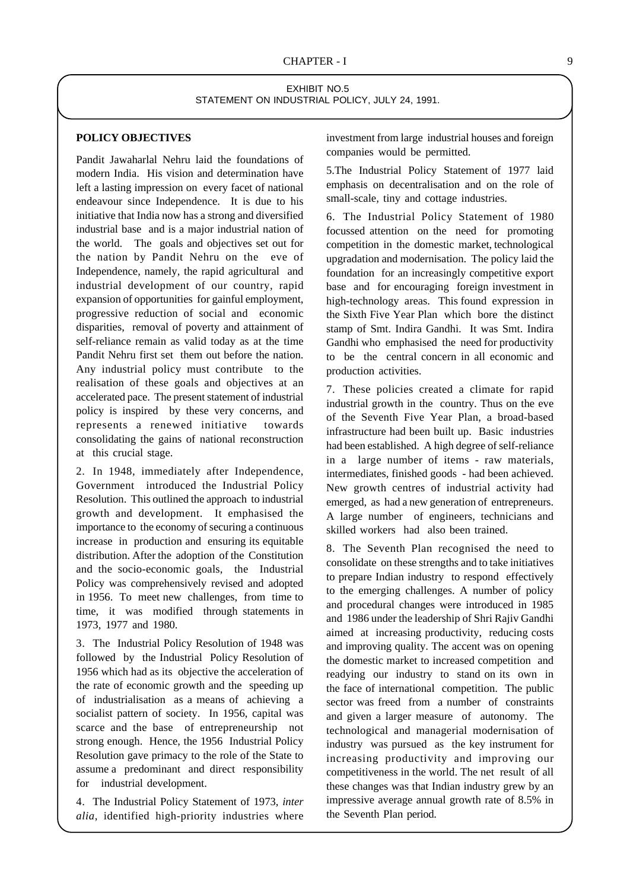EXHIBIT NO.5
STATEMENT ON INDUSTRIAL POLICY, JULY 24, 1991.

**POLICY OBJECTIVES**

Pandit Jawaharlal Nehru laid the foundations of modern India. His vision and determination have left a lasting impression on every facet of national endeavour since Independence. It is due to his initiative that India now has a strong and diversified industrial base and is a major industrial nation of the world. The goals and objectives set out for the nation by Pandit Nehru on the eve of Independence, namely, the rapid agricultural and industrial development of our country, rapid expansion of opportunities for gainful employment, progressive reduction of social and economic disparities, removal of poverty and attainment of self-reliance remain as valid today as at the time Pandit Nehru first set them out before the nation. Any industrial policy must contribute to the realisation of these goals and objectives at an accelerated pace. The present statement of industrial policy is inspired by these very concerns, and represents a renewed initiative towards consolidating the gains of national reconstruction at this crucial stage.

2. In 1948, immediately after Independence, Government introduced the Industrial Policy Resolution. This outlined the approach to industrial growth and development. It emphasised the importance to the economy of securing a continuous increase in production and ensuring its equitable distribution. After the adoption of the Constitution and the socio-economic goals, the Industrial Policy was comprehensively revised and adopted in 1956. To meet new challenges, from time to time, it was modified through statements in 1973, 1977 and 1980.

3. The Industrial Policy Resolution of 1948 was followed by the Industrial Policy Resolution of 1956 which had as its objective the acceleration of the rate of economic growth and the speeding up of industrialisation as a means of achieving a socialist pattern of society. In 1956, capital was scarce and the base of entrepreneurship not strong enough. Hence, the 1956 Industrial Policy Resolution gave primacy to the role of the State to assume a predominant and direct responsibility for industrial development.

4. The Industrial Policy Statement of 1973, *inter alia*, identified high-priority industries where investment from large industrial houses and foreign companies would be permitted.

5.The Industrial Policy Statement of 1977 laid emphasis on decentralisation and on the role of small-scale, tiny and cottage industries.

6. The Industrial Policy Statement of 1980 focussed attention on the need for promoting competition in the domestic market, technological upgradation and modernisation. The policy laid the foundation for an increasingly competitive export base and for encouraging foreign investment in high-technology areas. This found expression in the Sixth Five Year Plan which bore the distinct stamp of Smt. Indira Gandhi. It was Smt. Indira Gandhi who emphasised the need for productivity to be the central concern in all economic and production activities.

7. These policies created a climate for rapid industrial growth in the country. Thus on the eve of the Seventh Five Year Plan, a broad-based infrastructure had been built up. Basic industries had been established. A high degree of self-reliance in a large number of items - raw materials, intermediates, finished goods - had been achieved. New growth centres of industrial activity had emerged, as had a new generation of entrepreneurs. A large number of engineers, technicians and skilled workers had also been trained.

8. The Seventh Plan recognised the need to consolidate on these strengths and to take initiatives to prepare Indian industry to respond effectively to the emerging challenges. A number of policy and procedural changes were introduced in 1985 and 1986 under the leadership of Shri Rajiv Gandhi aimed at increasing productivity, reducing costs and improving quality. The accent was on opening the domestic market to increased competition and readying our industry to stand on its own in the face of international competition. The public sector was freed from a number of constraints and given a larger measure of autonomy. The technological and managerial modernisation of industry was pursued as the key instrument for increasing productivity and improving our competitiveness in the world. The net result of all these changes was that Indian industry grew by an impressive average annual growth rate of 8.5% in the Seventh Plan period.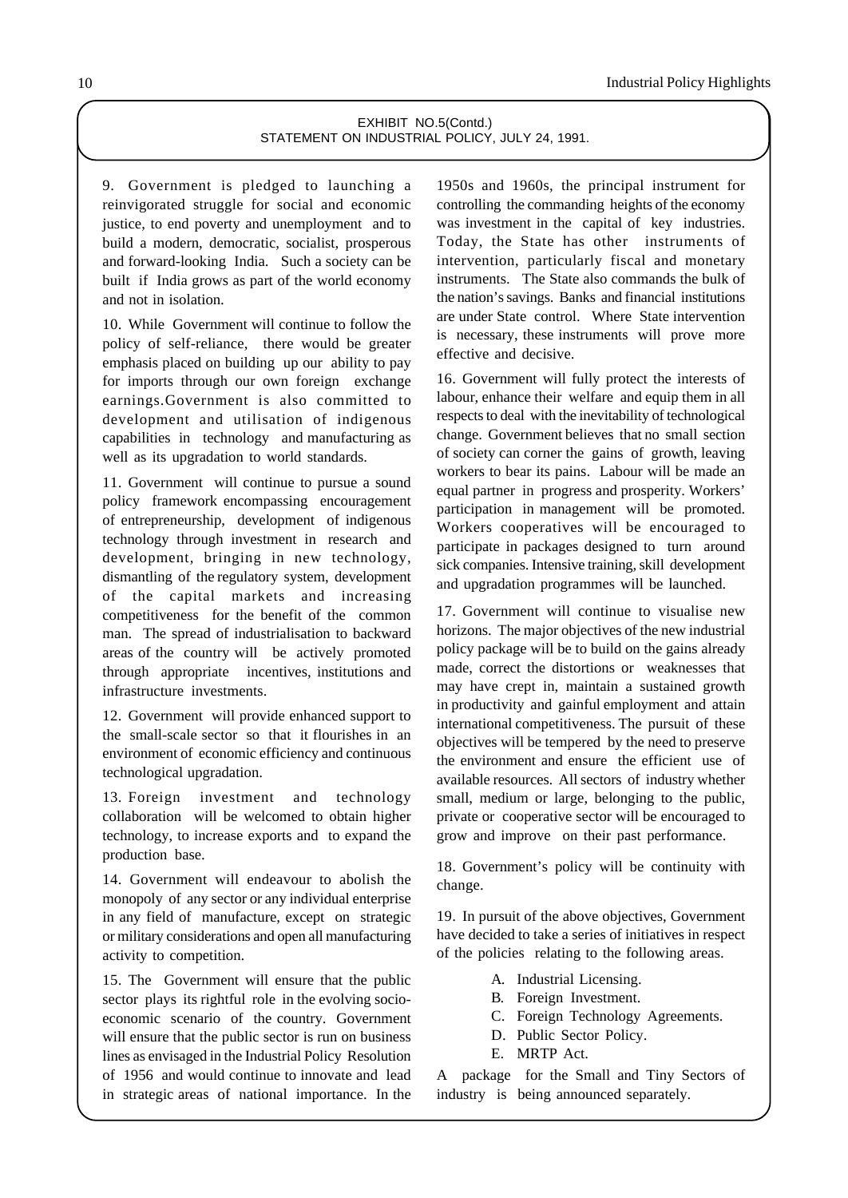EXHIBIT NO.5(Contd.)
STATEMENT ON INDUSTRIAL POLICY, JULY 24, 1991.

9. Government is pledged to launching a reinvigorated struggle for social and economic justice, to end poverty and unemployment and to build a modern, democratic, socialist, prosperous and forward-looking India. Such a society can be built if India grows as part of the world economy and not in isolation.

10. While Government will continue to follow the policy of self-reliance, there would be greater emphasis placed on building up our ability to pay for imports through our own foreign exchange earnings.Government is also committed to development and utilisation of indigenous capabilities in technology and manufacturing as well as its upgradation to world standards.

11. Government will continue to pursue a sound policy framework encompassing encouragement of entrepreneurship, development of indigenous technology through investment in research and development, bringing in new technology, dismantling of the regulatory system, development of the capital markets and increasing competitiveness for the benefit of the common man. The spread of industrialisation to backward areas of the country will be actively promoted through appropriate incentives, institutions and infrastructure investments.

12. Government will provide enhanced support to the small-scale sector so that it flourishes in an environment of economic efficiency and continuous technological upgradation.

13. Foreign investment and technology collaboration will be welcomed to obtain higher technology, to increase exports and to expand the production base.

14. Government will endeavour to abolish the monopoly of any sector or any individual enterprise in any field of manufacture, except on strategic or military considerations and open all manufacturing activity to competition.

15. The Government will ensure that the public sector plays its rightful role in the evolving socio-economic scenario of the country. Government will ensure that the public sector is run on business lines as envisaged in the Industrial Policy Resolution of 1956 and would continue to innovate and lead in strategic areas of national importance. In the 1950s and 1960s, the principal instrument for controlling the commanding heights of the economy was investment in the capital of key industries. Today, the State has other instruments of intervention, particularly fiscal and monetary instruments. The State also commands the bulk of the nation's savings. Banks and financial institutions are under State control. Where State intervention is necessary, these instruments will prove more effective and decisive.

16. Government will fully protect the interests of labour, enhance their welfare and equip them in all respects to deal with the inevitability of technological change. Government believes that no small section of society can corner the gains of growth, leaving workers to bear its pains. Labour will be made an equal partner in progress and prosperity. Workers' participation in management will be promoted. Workers cooperatives will be encouraged to participate in packages designed to turn around sick companies. Intensive training, skill development and upgradation programmes will be launched.

17. Government will continue to visualise new horizons. The major objectives of the new industrial policy package will be to build on the gains already made, correct the distortions or weaknesses that may have crept in, maintain a sustained growth in productivity and gainful employment and attain international competitiveness. The pursuit of these objectives will be tempered by the need to preserve the environment and ensure the efficient use of available resources. All sectors of industry whether small, medium or large, belonging to the public, private or cooperative sector will be encouraged to grow and improve on their past performance.

18. Government's policy will be continuity with change.

19. In pursuit of the above objectives, Government have decided to take a series of initiatives in respect of the policies relating to the following areas.

A. Industrial Licensing.
B. Foreign Investment.
C. Foreign Technology Agreements.
D. Public Sector Policy.
E. MRTP Act.

A package for the Small and Tiny Sectors of industry is being announced separately.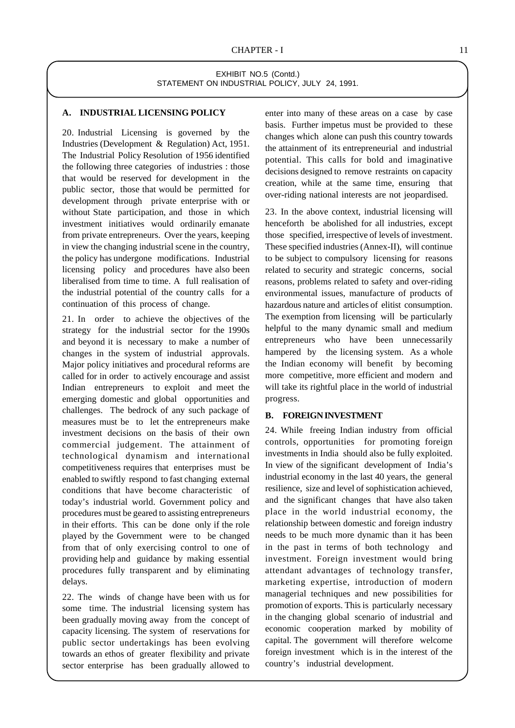EXHIBIT NO.5 (Contd.)
STATEMENT ON INDUSTRIAL POLICY, JULY 24, 1991.

## A. INDUSTRIAL LICENSING POLICY

20. Industrial Licensing is governed by the Industries (Development & Regulation) Act, 1951. The Industrial Policy Resolution of 1956 identified the following three categories of industries : those that would be reserved for development in the public sector, those that would be permitted for development through private enterprise with or without State participation, and those in which investment initiatives would ordinarily emanate from private entrepreneurs. Over the years, keeping in view the changing industrial scene in the country, the policy has undergone modifications. Industrial licensing policy and procedures have also been liberalised from time to time. A full realisation of the industrial potential of the country calls for a continuation of this process of change.

21. In order to achieve the objectives of the strategy for the industrial sector for the 1990s and beyond it is necessary to make a number of changes in the system of industrial approvals. Major policy initiatives and procedural reforms are called for in order to actively encourage and assist Indian entrepreneurs to exploit and meet the emerging domestic and global opportunities and challenges. The bedrock of any such package of measures must be to let the entrepreneurs make investment decisions on the basis of their own commercial judgement. The attainment of technological dynamism and international competitiveness requires that enterprises must be enabled to swiftly respond to fast changing external conditions that have become characteristic of today's industrial world. Government policy and procedures must be geared to assisting entrepreneurs in their efforts. This can be done only if the role played by the Government were to be changed from that of only exercising control to one of providing help and guidance by making essential procedures fully transparent and by eliminating delays.

22. The winds of change have been with us for some time. The industrial licensing system has been gradually moving away from the concept of capacity licensing. The system of reservations for public sector undertakings has been evolving towards an ethos of greater flexibility and private sector enterprise has been gradually allowed to enter into many of these areas on a case by case basis. Further impetus must be provided to these changes which alone can push this country towards the attainment of its entrepreneurial and industrial potential. This calls for bold and imaginative decisions designed to remove restraints on capacity creation, while at the same time, ensuring that over-riding national interests are not jeopardised.

23. In the above context, industrial licensing will henceforth be abolished for all industries, except those specified, irrespective of levels of investment. These specified industries (Annex-II), will continue to be subject to compulsory licensing for reasons related to security and strategic concerns, social reasons, problems related to safety and over-riding environmental issues, manufacture of products of hazardous nature and articles of elitist consumption. The exemption from licensing will be particularly helpful to the many dynamic small and medium entrepreneurs who have been unnecessarily hampered by the licensing system. As a whole the Indian economy will benefit by becoming more competitive, more efficient and modern and will take its rightful place in the world of industrial progress.

## B. FOREIGN INVESTMENT

24. While freeing Indian industry from official controls, opportunities for promoting foreign investments in India should also be fully exploited. In view of the significant development of India's industrial economy in the last 40 years, the general resilience, size and level of sophistication achieved, and the significant changes that have also taken place in the world industrial economy, the relationship between domestic and foreign industry needs to be much more dynamic than it has been in the past in terms of both technology and investment. Foreign investment would bring attendant advantages of technology transfer, marketing expertise, introduction of modern managerial techniques and new possibilities for promotion of exports. This is particularly necessary in the changing global scenario of industrial and economic cooperation marked by mobility of capital. The government will therefore welcome foreign investment which is in the interest of the country's industrial development.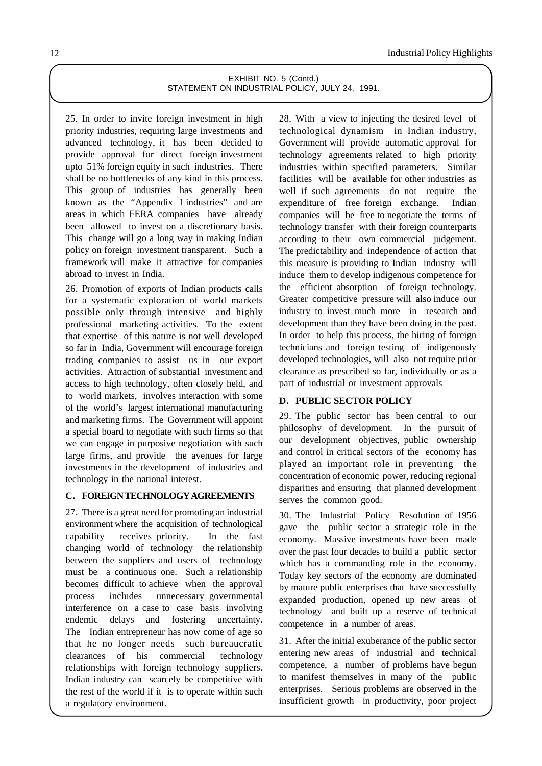EXHIBIT NO. 5 (Contd.)
STATEMENT ON INDUSTRIAL POLICY, JULY 24, 1991.

25. In order to invite foreign investment in high priority industries, requiring large investments and advanced technology, it has been decided to provide approval for direct foreign investment upto 51% foreign equity in such industries. There shall be no bottlenecks of any kind in this process. This group of industries has generally been known as the "Appendix I industries" and are areas in which FERA companies have already been allowed to invest on a discretionary basis. This change will go a long way in making Indian policy on foreign investment transparent. Such a framework will make it attractive for companies abroad to invest in India.

26. Promotion of exports of Indian products calls for a systematic exploration of world markets possible only through intensive and highly professional marketing activities. To the extent that expertise of this nature is not well developed so far in India, Government will encourage foreign trading companies to assist us in our export activities. Attraction of substantial investment and access to high technology, often closely held, and to world markets, involves interaction with some of the world's largest international manufacturing and marketing firms. The Government will appoint a special board to negotiate with such firms so that we can engage in purposive negotiation with such large firms, and provide the avenues for large investments in the development of industries and technology in the national interest.

## C. FOREIGN TECHNOLOGY AGREEMENTS

27. There is a great need for promoting an industrial environment where the acquisition of technological capability receives priority. In the fast changing world of technology the relationship between the suppliers and users of technology must be a continuous one. Such a relationship becomes difficult to achieve when the approval process includes unnecessary governmental interference on a case to case basis involving endemic delays and fostering uncertainty. The Indian entrepreneur has now come of age so that he no longer needs such bureaucratic clearances of his commercial technology relationships with foreign technology suppliers. Indian industry can scarcely be competitive with the rest of the world if it is to operate within such a regulatory environment.

28. With a view to injecting the desired level of technological dynamism in Indian industry, Government will provide automatic approval for technology agreements related to high priority industries within specified parameters. Similar facilities will be available for other industries as well if such agreements do not require the expenditure of free foreign exchange. Indian companies will be free to negotiate the terms of technology transfer with their foreign counterparts according to their own commercial judgement. The predictability and independence of action that this measure is providing to Indian industry will induce them to develop indigenous competence for the efficient absorption of foreign technology. Greater competitive pressure will also induce our industry to invest much more in research and development than they have been doing in the past. In order to help this process, the hiring of foreign technicians and foreign testing of indigenously developed technologies, will also not require prior clearance as prescribed so far, individually or as a part of industrial or investment approvals

## D. PUBLIC SECTOR POLICY

29. The public sector has been central to our philosophy of development. In the pursuit of our development objectives, public ownership and control in critical sectors of the economy has played an important role in preventing the concentration of economic power, reducing regional disparities and ensuring that planned development serves the common good.

30. The Industrial Policy Resolution of 1956 gave the public sector a strategic role in the economy. Massive investments have been made over the past four decades to build a public sector which has a commanding role in the economy. Today key sectors of the economy are dominated by mature public enterprises that have successfully expanded production, opened up new areas of technology and built up a reserve of technical competence in a number of areas.

31. After the initial exuberance of the public sector entering new areas of industrial and technical competence, a number of problems have begun to manifest themselves in many of the public enterprises. Serious problems are observed in the insufficient growth in productivity, poor project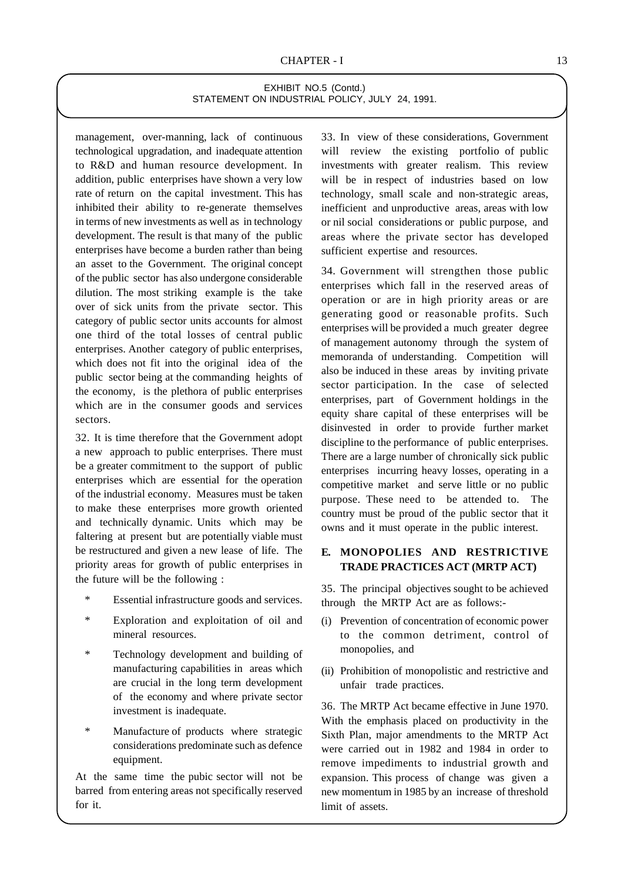EXHIBIT NO.5 (Contd.)
STATEMENT ON INDUSTRIAL POLICY, JULY 24, 1991.

management, over-manning, lack of continuous technological upgradation, and inadequate attention to R&D and human resource development. In addition, public enterprises have shown a very low rate of return on the capital investment. This has inhibited their ability to re-generate themselves in terms of new investments as well as in technology development. The result is that many of the public enterprises have become a burden rather than being an asset to the Government. The original concept of the public sector has also undergone considerable dilution. The most striking example is the take over of sick units from the private sector. This category of public sector units accounts for almost one third of the total losses of central public enterprises. Another category of public enterprises, which does not fit into the original idea of the public sector being at the commanding heights of the economy, is the plethora of public enterprises which are in the consumer goods and services sectors.

32. It is time therefore that the Government adopt a new approach to public enterprises. There must be a greater commitment to the support of public enterprises which are essential for the operation of the industrial economy. Measures must be taken to make these enterprises more growth oriented and technically dynamic. Units which may be faltering at present but are potentially viable must be restructured and given a new lease of life. The priority areas for growth of public enterprises in the future will be the following :

- Essential infrastructure goods and services.
- Exploration and exploitation of oil and mineral resources.
- Technology development and building of manufacturing capabilities in areas which are crucial in the long term development of the economy and where private sector investment is inadequate.
- Manufacture of products where strategic considerations predominate such as defence equipment.

At the same time the pubic sector will not be barred from entering areas not specifically reserved for it.

33. In view of these considerations, Government will review the existing portfolio of public investments with greater realism. This review will be in respect of industries based on low technology, small scale and non-strategic areas, inefficient and unproductive areas, areas with low or nil social considerations or public purpose, and areas where the private sector has developed sufficient expertise and resources.

34. Government will strengthen those public enterprises which fall in the reserved areas of operation or are in high priority areas or are generating good or reasonable profits. Such enterprises will be provided a much greater degree of management autonomy through the system of memoranda of understanding. Competition will also be induced in these areas by inviting private sector participation. In the case of selected enterprises, part of Government holdings in the equity share capital of these enterprises will be disinvested in order to provide further market discipline to the performance of public enterprises. There are a large number of chronically sick public enterprises incurring heavy losses, operating in a competitive market and serve little or no public purpose. These need to be attended to. The country must be proud of the public sector that it owns and it must operate in the public interest.

## E. MONOPOLIES AND RESTRICTIVE TRADE PRACTICES ACT (MRTP ACT)

35. The principal objectives sought to be achieved through the MRTP Act are as follows:-

(i) Prevention of concentration of economic power to the common detriment, control of monopolies, and

(ii) Prohibition of monopolistic and restrictive and unfair trade practices.

36. The MRTP Act became effective in June 1970. With the emphasis placed on productivity in the Sixth Plan, major amendments to the MRTP Act were carried out in 1982 and 1984 in order to remove impediments to industrial growth and expansion. This process of change was given a new momentum in 1985 by an increase of threshold limit of assets.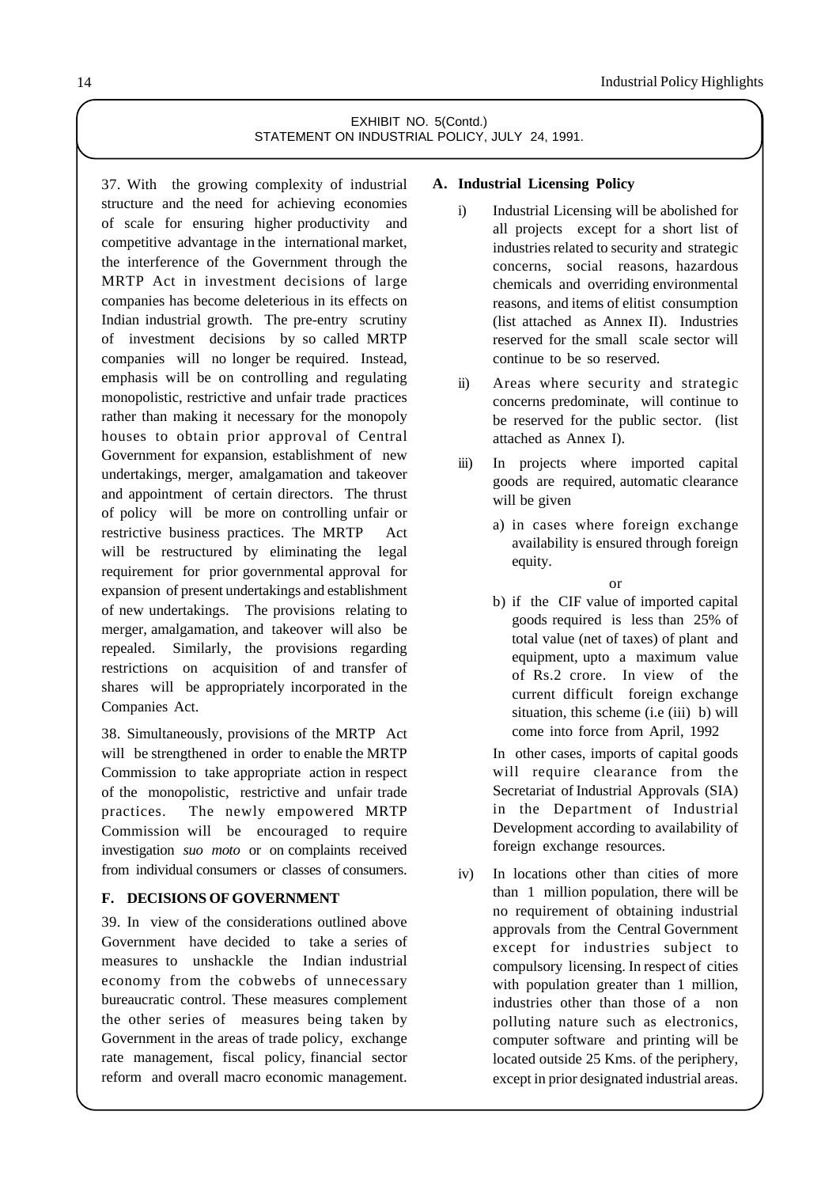EXHIBIT NO. 5(Contd.)
STATEMENT ON INDUSTRIAL POLICY, JULY 24, 1991.

37. With the growing complexity of industrial structure and the need for achieving economies of scale for ensuring higher productivity and competitive advantage in the international market, the interference of the Government through the MRTP Act in investment decisions of large companies has become deleterious in its effects on Indian industrial growth. The pre-entry scrutiny of investment decisions by so called MRTP companies will no longer be required. Instead, emphasis will be on controlling and regulating monopolistic, restrictive and unfair trade practices rather than making it necessary for the monopoly houses to obtain prior approval of Central Government for expansion, establishment of new undertakings, merger, amalgamation and takeover and appointment of certain directors. The thrust of policy will be more on controlling unfair or restrictive business practices. The MRTP Act will be restructured by eliminating the legal requirement for prior governmental approval for expansion of present undertakings and establishment of new undertakings. The provisions relating to merger, amalgamation, and takeover will also be repealed. Similarly, the provisions regarding restrictions on acquisition of and transfer of shares will be appropriately incorporated in the Companies Act.

38. Simultaneously, provisions of the MRTP Act will be strengthened in order to enable the MRTP Commission to take appropriate action in respect of the monopolistic, restrictive and unfair trade practices. The newly empowered MRTP Commission will be encouraged to require investigation *suo moto* or on complaints received from individual consumers or classes of consumers.

**F. DECISIONS OF GOVERNMENT**

39. In view of the considerations outlined above Government have decided to take a series of measures to unshackle the Indian industrial economy from the cobwebs of unnecessary bureaucratic control. These measures complement the other series of measures being taken by Government in the areas of trade policy, exchange rate management, fiscal policy, financial sector reform and overall macro economic management.

**A. Industrial Licensing Policy**

i) Industrial Licensing will be abolished for all projects except for a short list of industries related to security and strategic concerns, social reasons, hazardous chemicals and overriding environmental reasons, and items of elitist consumption (list attached as Annex II). Industries reserved for the small scale sector will continue to be so reserved.

ii) Areas where security and strategic concerns predominate, will continue to be reserved for the public sector. (list attached as Annex I).

iii) In projects where imported capital goods are required, automatic clearance will be given

a) in cases where foreign exchange availability is ensured through foreign equity.

or

b) if the CIF value of imported capital goods required is less than 25% of total value (net of taxes) of plant and equipment, upto a maximum value of Rs.2 crore. In view of the current difficult foreign exchange situation, this scheme (i.e (iii) b) will come into force from April, 1992

In other cases, imports of capital goods will require clearance from the Secretariat of Industrial Approvals (SIA) in the Department of Industrial Development according to availability of foreign exchange resources.

iv) In locations other than cities of more than 1 million population, there will be no requirement of obtaining industrial approvals from the Central Government except for industries subject to compulsory licensing. In respect of cities with population greater than 1 million, industries other than those of a non polluting nature such as electronics, computer software and printing will be located outside 25 Kms. of the periphery, except in prior designated industrial areas.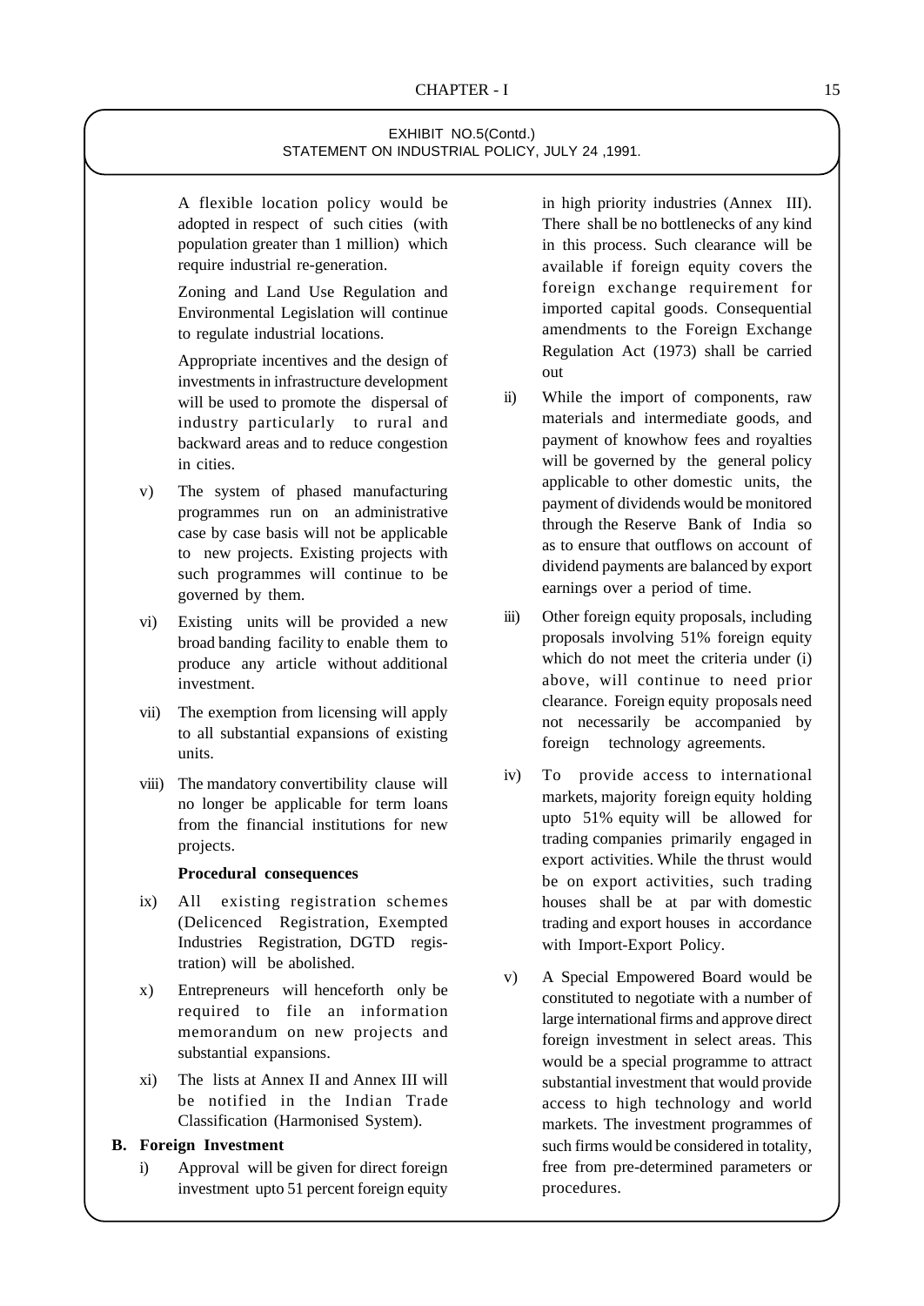EXHIBIT NO.5(Contd.)
STATEMENT ON INDUSTRIAL POLICY, JULY 24 ,1991.

A flexible location policy would be adopted in respect of such cities (with population greater than 1 million) which require industrial re-generation.

Zoning and Land Use Regulation and Environmental Legislation will continue to regulate industrial locations.

Appropriate incentives and the design of investments in infrastructure development will be used to promote the dispersal of industry particularly to rural and backward areas and to reduce congestion in cities.

v) The system of phased manufacturing programmes run on an administrative case by case basis will not be applicable to new projects. Existing projects with such programmes will continue to be governed by them.

vi) Existing units will be provided a new broad banding facility to enable them to produce any article without additional investment.

vii) The exemption from licensing will apply to all substantial expansions of existing units.

viii) The mandatory convertibility clause will no longer be applicable for term loans from the financial institutions for new projects.

**Procedural consequences**

ix) All existing registration schemes (Delicenced Registration, Exempted Industries Registration, DGTD registration) will be abolished.

x) Entrepreneurs will henceforth only be required to file an information memorandum on new projects and substantial expansions.

xi) The lists at Annex II and Annex III will be notified in the Indian Trade Classification (Harmonised System).

**B. Foreign Investment**

i) Approval will be given for direct foreign investment upto 51 percent foreign equity in high priority industries (Annex III). There shall be no bottlenecks of any kind in this process. Such clearance will be available if foreign equity covers the foreign exchange requirement for imported capital goods. Consequential amendments to the Foreign Exchange Regulation Act (1973) shall be carried out

ii) While the import of components, raw materials and intermediate goods, and payment of knowhow fees and royalties will be governed by the general policy applicable to other domestic units, the payment of dividends would be monitored through the Reserve Bank of India so as to ensure that outflows on account of dividend payments are balanced by export earnings over a period of time.

iii) Other foreign equity proposals, including proposals involving 51% foreign equity which do not meet the criteria under (i) above, will continue to need prior clearance. Foreign equity proposals need not necessarily be accompanied by foreign technology agreements.

iv) To provide access to international markets, majority foreign equity holding upto 51% equity will be allowed for trading companies primarily engaged in export activities. While the thrust would be on export activities, such trading houses shall be at par with domestic trading and export houses in accordance with Import-Export Policy.

v) A Special Empowered Board would be constituted to negotiate with a number of large international firms and approve direct foreign investment in select areas. This would be a special programme to attract substantial investment that would provide access to high technology and world markets. The investment programmes of such firms would be considered in totality, free from pre-determined parameters or procedures.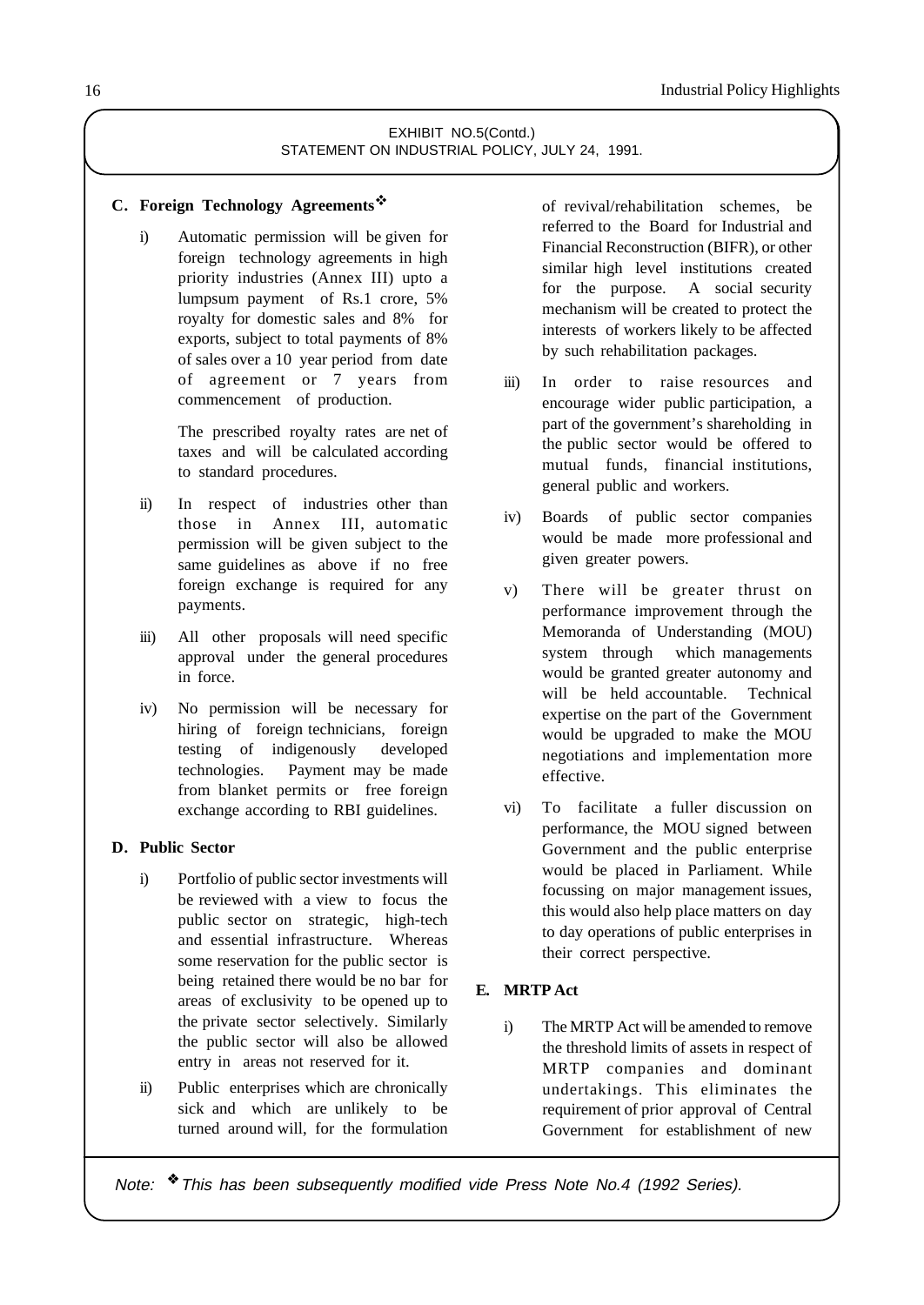EXHIBIT NO.5(Contd.)
STATEMENT ON INDUSTRIAL POLICY, JULY 24, 1991.

**C. Foreign Technology Agreements❖**

i) Automatic permission will be given for foreign technology agreements in high priority industries (Annex III) upto a lumpsum payment of Rs.1 crore, 5% royalty for domestic sales and 8% for exports, subject to total payments of 8% of sales over a 10 year period from date of agreement or 7 years from commencement of production.

The prescribed royalty rates are net of taxes and will be calculated according to standard procedures.

ii) In respect of industries other than those in Annex III, automatic permission will be given subject to the same guidelines as above if no free foreign exchange is required for any payments.

iii) All other proposals will need specific approval under the general procedures in force.

iv) No permission will be necessary for hiring of foreign technicians, foreign testing of indigenously developed technologies. Payment may be made from blanket permits or free foreign exchange according to RBI guidelines.

**D. Public Sector**

i) Portfolio of public sector investments will be reviewed with a view to focus the public sector on strategic, high-tech and essential infrastructure. Whereas some reservation for the public sector is being retained there would be no bar for areas of exclusivity to be opened up to the private sector selectively. Similarly the public sector will also be allowed entry in areas not reserved for it.

ii) Public enterprises which are chronically sick and which are unlikely to be turned around will, for the formulation of revival/rehabilitation schemes, be referred to the Board for Industrial and Financial Reconstruction (BIFR), or other similar high level institutions created for the purpose. A social security mechanism will be created to protect the interests of workers likely to be affected by such rehabilitation packages.

iii) In order to raise resources and encourage wider public participation, a part of the government's shareholding in the public sector would be offered to mutual funds, financial institutions, general public and workers.

iv) Boards of public sector companies would be made more professional and given greater powers.

v) There will be greater thrust on performance improvement through the Memoranda of Understanding (MOU) system through which managements would be granted greater autonomy and will be held accountable. Technical expertise on the part of the Government would be upgraded to make the MOU negotiations and implementation more effective.

vi) To facilitate a fuller discussion on performance, the MOU signed between Government and the public enterprise would be placed in Parliament. While focussing on major management issues, this would also help place matters on day to day operations of public enterprises in their correct perspective.

**E. MRTP Act**

i) The MRTP Act will be amended to remove the threshold limits of assets in respect of MRTP companies and dominant undertakings. This eliminates the requirement of prior approval of Central Government for establishment of new

*Note: ❖ This has been subsequently modified vide Press Note No.4 (1992 Series).*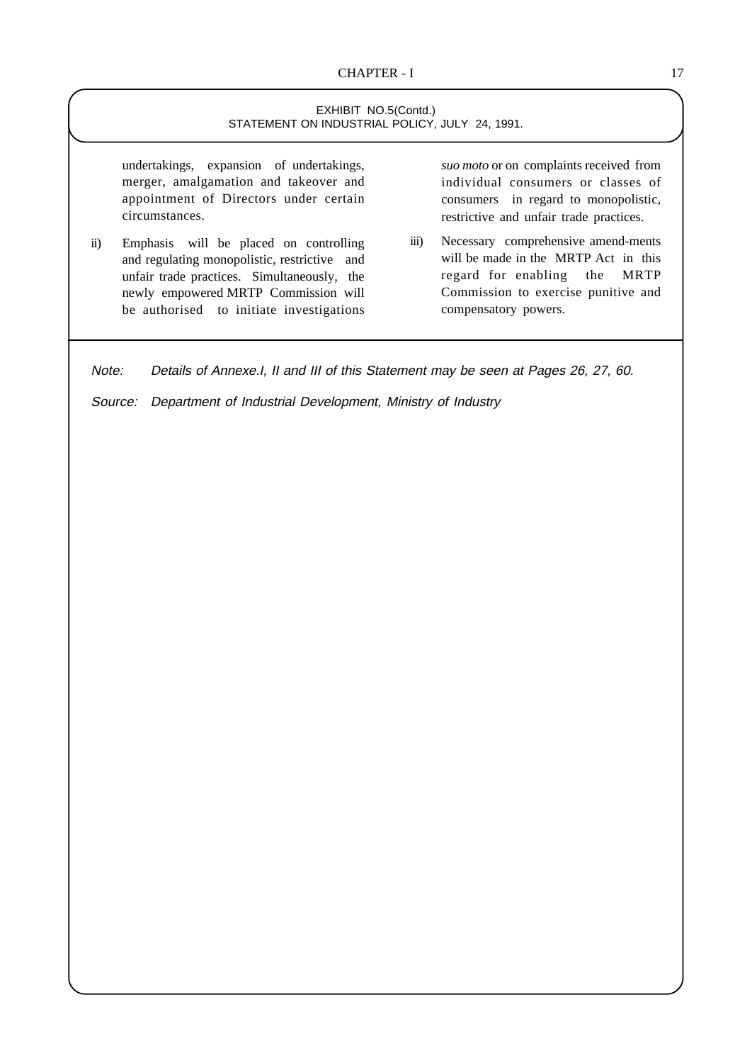EXHIBIT NO.5(Contd.)
STATEMENT ON INDUSTRIAL POLICY, JULY 24, 1991.

undertakings, expansion of undertakings, merger, amalgamation and takeover and appointment of Directors under certain circumstances.

ii) Emphasis will be placed on controlling and regulating monopolistic, restrictive and unfair trade practices. Simultaneously, the newly empowered MRTP Commission will be authorised to initiate investigations *suo moto* or on complaints received from individual consumers or classes of consumers in regard to monopolistic, restrictive and unfair trade practices.

iii) Necessary comprehensive amend-ments will be made in the MRTP Act in this regard for enabling the MRTP Commission to exercise punitive and compensatory powers.

*Note: Details of Annexe.I, II and III of this Statement may be seen at Pages 26, 27, 60.*

*Source: Department of Industrial Development, Ministry of Industry*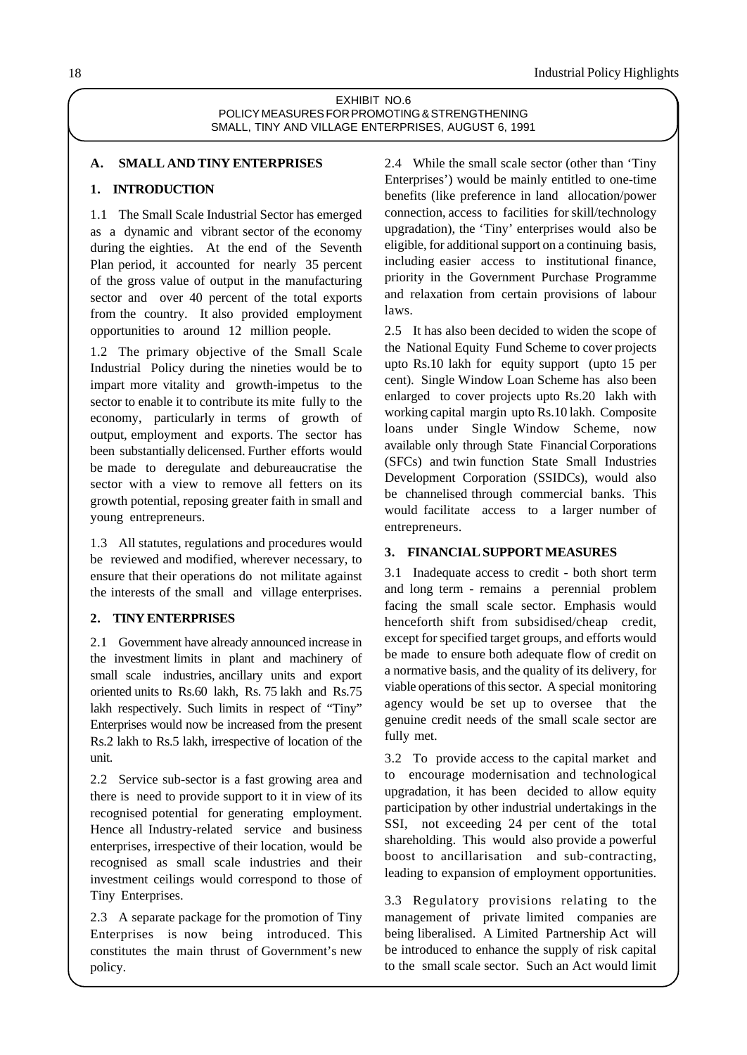EXHIBIT NO.6
POLICY MEASURES FOR PROMOTING & STRENGTHENING
SMALL, TINY AND VILLAGE ENTERPRISES, AUGUST 6, 1991

## A. SMALL AND TINY ENTERPRISES

### 1. INTRODUCTION

1.1 The Small Scale Industrial Sector has emerged as a dynamic and vibrant sector of the economy during the eighties. At the end of the Seventh Plan period, it accounted for nearly 35 percent of the gross value of output in the manufacturing sector and over 40 percent of the total exports from the country. It also provided employment opportunities to around 12 million people.

1.2 The primary objective of the Small Scale Industrial Policy during the nineties would be to impart more vitality and growth-impetus to the sector to enable it to contribute its mite fully to the economy, particularly in terms of growth of output, employment and exports. The sector has been substantially delicensed. Further efforts would be made to deregulate and debureaucratise the sector with a view to remove all fetters on its growth potential, reposing greater faith in small and young entrepreneurs.

1.3 All statutes, regulations and procedures would be reviewed and modified, wherever necessary, to ensure that their operations do not militate against the interests of the small and village enterprises.

### 2. TINY ENTERPRISES

2.1 Government have already announced increase in the investment limits in plant and machinery of small scale industries, ancillary units and export oriented units to Rs.60 lakh, Rs. 75 lakh and Rs.75 lakh respectively. Such limits in respect of "Tiny" Enterprises would now be increased from the present Rs.2 lakh to Rs.5 lakh, irrespective of location of the unit.

2.2 Service sub-sector is a fast growing area and there is need to provide support to it in view of its recognised potential for generating employment. Hence all Industry-related service and business enterprises, irrespective of their location, would be recognised as small scale industries and their investment ceilings would correspond to those of Tiny Enterprises.

2.3 A separate package for the promotion of Tiny Enterprises is now being introduced. This constitutes the main thrust of Government's new policy.

2.4 While the small scale sector (other than 'Tiny Enterprises') would be mainly entitled to one-time benefits (like preference in land allocation/power connection, access to facilities for skill/technology upgradation), the 'Tiny' enterprises would also be eligible, for additional support on a continuing basis, including easier access to institutional finance, priority in the Government Purchase Programme and relaxation from certain provisions of labour laws.

2.5 It has also been decided to widen the scope of the National Equity Fund Scheme to cover projects upto Rs.10 lakh for equity support (upto 15 per cent). Single Window Loan Scheme has also been enlarged to cover projects upto Rs.20 lakh with working capital margin upto Rs.10 lakh. Composite loans under Single Window Scheme, now available only through State Financial Corporations (SFCs) and twin function State Small Industries Development Corporation (SSIDCs), would also be channelised through commercial banks. This would facilitate access to a larger number of entrepreneurs.

### 3. FINANCIAL SUPPORT MEASURES

3.1 Inadequate access to credit - both short term and long term - remains a perennial problem facing the small scale sector. Emphasis would henceforth shift from subsidised/cheap credit, except for specified target groups, and efforts would be made to ensure both adequate flow of credit on a normative basis, and the quality of its delivery, for viable operations of this sector. A special monitoring agency would be set up to oversee that the genuine credit needs of the small scale sector are fully met.

3.2 To provide access to the capital market and to encourage modernisation and technological upgradation, it has been decided to allow equity participation by other industrial undertakings in the SSI, not exceeding 24 per cent of the total shareholding. This would also provide a powerful boost to ancillarisation and sub-contracting, leading to expansion of employment opportunities.

3.3 Regulatory provisions relating to the management of private limited companies are being liberalised. A Limited Partnership Act will be introduced to enhance the supply of risk capital to the small scale sector. Such an Act would limit